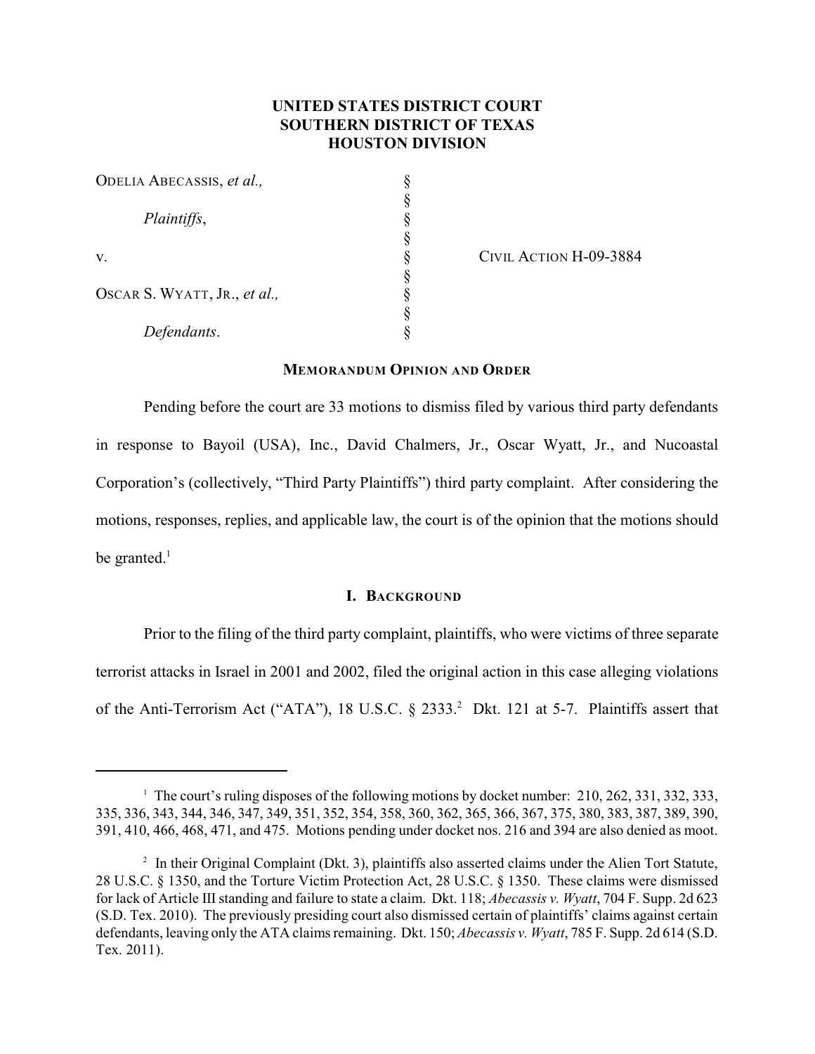**UNITED STATES DISTRICT COURT**
**SOUTHERN DISTRICT OF TEXAS**
**HOUSTON DIVISION**

| | | |
|---|---|---|
| ODELIA ABECASSIS, *et al.,* | § | |
| | § | |
| *Plaintiffs*, | § | |
| | § | |
| v. | § | CIVIL ACTION H-09-3884 |
| | § | |
| OSCAR S. WYATT, JR., *et al.,* | § | |
| | § | |
| *Defendants*. | § | |

**MEMORANDUM OPINION AND ORDER**

Pending before the court are 33 motions to dismiss filed by various third party defendants in response to Bayoil (USA), Inc., David Chalmers, Jr., Oscar Wyatt, Jr., and Nucoastal Corporation's (collectively, "Third Party Plaintiffs") third party complaint. After considering the motions, responses, replies, and applicable law, the court is of the opinion that the motions should be granted.[1]

**I. BACKGROUND**

Prior to the filing of the third party complaint, plaintiffs, who were victims of three separate terrorist attacks in Israel in 2001 and 2002, filed the original action in this case alleging violations of the Anti-Terrorism Act ("ATA"), 18 U.S.C. § 2333.[2] Dkt. 121 at 5-7. Plaintiffs assert that

[1] The court's ruling disposes of the following motions by docket number: 210, 262, 331, 332, 333, 335, 336, 343, 344, 346, 347, 349, 351, 352, 354, 358, 360, 362, 365, 366, 367, 375, 380, 383, 387, 389, 390, 391, 410, 466, 468, 471, and 475. Motions pending under docket nos. 216 and 394 are also denied as moot.

[2] In their Original Complaint (Dkt. 3), plaintiffs also asserted claims under the Alien Tort Statute, 28 U.S.C. § 1350, and the Torture Victim Protection Act, 28 U.S.C. § 1350. These claims were dismissed for lack of Article III standing and failure to state a claim. Dkt. 118; *Abecassis v. Wyatt*, 704 F. Supp. 2d 623 (S.D. Tex. 2010). The previously presiding court also dismissed certain of plaintiffs' claims against certain defendants, leaving only the ATA claims remaining. Dkt. 150; *Abecassis v. Wyatt*, 785 F. Supp. 2d 614 (S.D. Tex. 2011).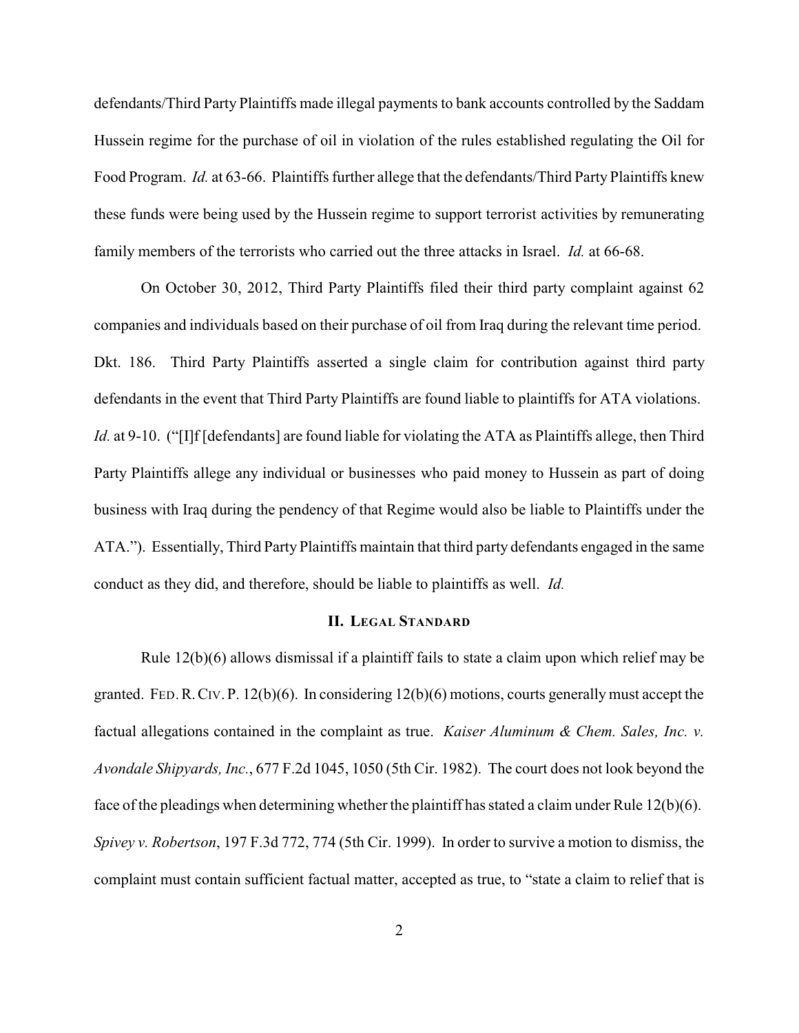defendants/Third Party Plaintiffs made illegal payments to bank accounts controlled by the Saddam Hussein regime for the purchase of oil in violation of the rules established regulating the Oil for Food Program. *Id.* at 63-66. Plaintiffs further allege that the defendants/Third Party Plaintiffs knew these funds were being used by the Hussein regime to support terrorist activities by remunerating family members of the terrorists who carried out the three attacks in Israel. *Id.* at 66-68.

On October 30, 2012, Third Party Plaintiffs filed their third party complaint against 62 companies and individuals based on their purchase of oil from Iraq during the relevant time period. Dkt. 186. Third Party Plaintiffs asserted a single claim for contribution against third party defendants in the event that Third Party Plaintiffs are found liable to plaintiffs for ATA violations. *Id.* at 9-10. ("[I]f [defendants] are found liable for violating the ATA as Plaintiffs allege, then Third Party Plaintiffs allege any individual or businesses who paid money to Hussein as part of doing business with Iraq during the pendency of that Regime would also be liable to Plaintiffs under the ATA."). Essentially, Third Party Plaintiffs maintain that third party defendants engaged in the same conduct as they did, and therefore, should be liable to plaintiffs as well. *Id.*

## II. Legal Standard

Rule 12(b)(6) allows dismissal if a plaintiff fails to state a claim upon which relief may be granted. FED. R. CIV. P. 12(b)(6). In considering 12(b)(6) motions, courts generally must accept the factual allegations contained in the complaint as true. *Kaiser Aluminum & Chem. Sales, Inc. v. Avondale Shipyards, Inc.*, 677 F.2d 1045, 1050 (5th Cir. 1982). The court does not look beyond the face of the pleadings when determining whether the plaintiff has stated a claim under Rule 12(b)(6). *Spivey v. Robertson*, 197 F.3d 772, 774 (5th Cir. 1999). In order to survive a motion to dismiss, the complaint must contain sufficient factual matter, accepted as true, to "state a claim to relief that is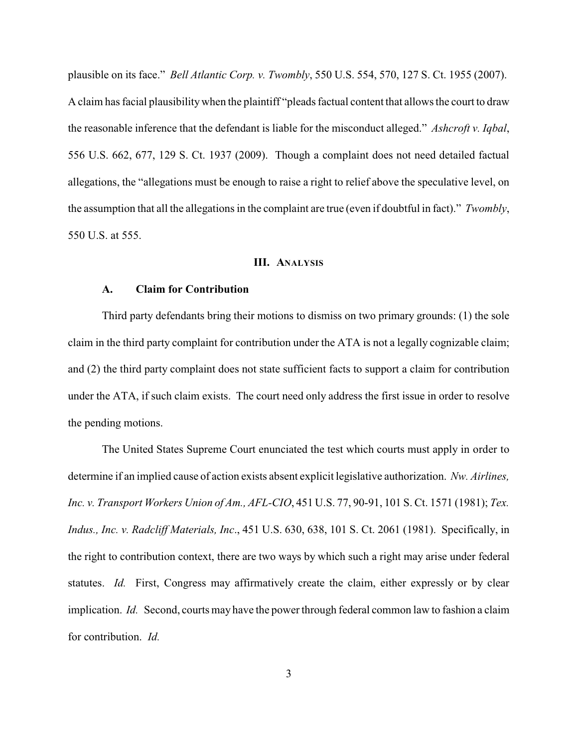plausible on its face." *Bell Atlantic Corp. v. Twombly*, 550 U.S. 554, 570, 127 S. Ct. 1955 (2007). A claim has facial plausibility when the plaintiff "pleads factual content that allows the court to draw the reasonable inference that the defendant is liable for the misconduct alleged." *Ashcroft v. Iqbal*, 556 U.S. 662, 677, 129 S. Ct. 1937 (2009). Though a complaint does not need detailed factual allegations, the "allegations must be enough to raise a right to relief above the speculative level, on the assumption that all the allegations in the complaint are true (even if doubtful in fact)." *Twombly*, 550 U.S. at 555.

## III. ANALYSIS

### A. Claim for Contribution

Third party defendants bring their motions to dismiss on two primary grounds: (1) the sole claim in the third party complaint for contribution under the ATA is not a legally cognizable claim; and (2) the third party complaint does not state sufficient facts to support a claim for contribution under the ATA, if such claim exists. The court need only address the first issue in order to resolve the pending motions.

The United States Supreme Court enunciated the test which courts must apply in order to determine if an implied cause of action exists absent explicit legislative authorization. *Nw. Airlines, Inc. v. Transport Workers Union of Am., AFL-CIO*, 451 U.S. 77, 90-91, 101 S. Ct. 1571 (1981); *Tex. Indus., Inc. v. Radcliff Materials, Inc*., 451 U.S. 630, 638, 101 S. Ct. 2061 (1981). Specifically, in the right to contribution context, there are two ways by which such a right may arise under federal statutes. *Id.* First, Congress may affirmatively create the claim, either expressly or by clear implication. *Id.* Second, courts may have the power through federal common law to fashion a claim for contribution. *Id.*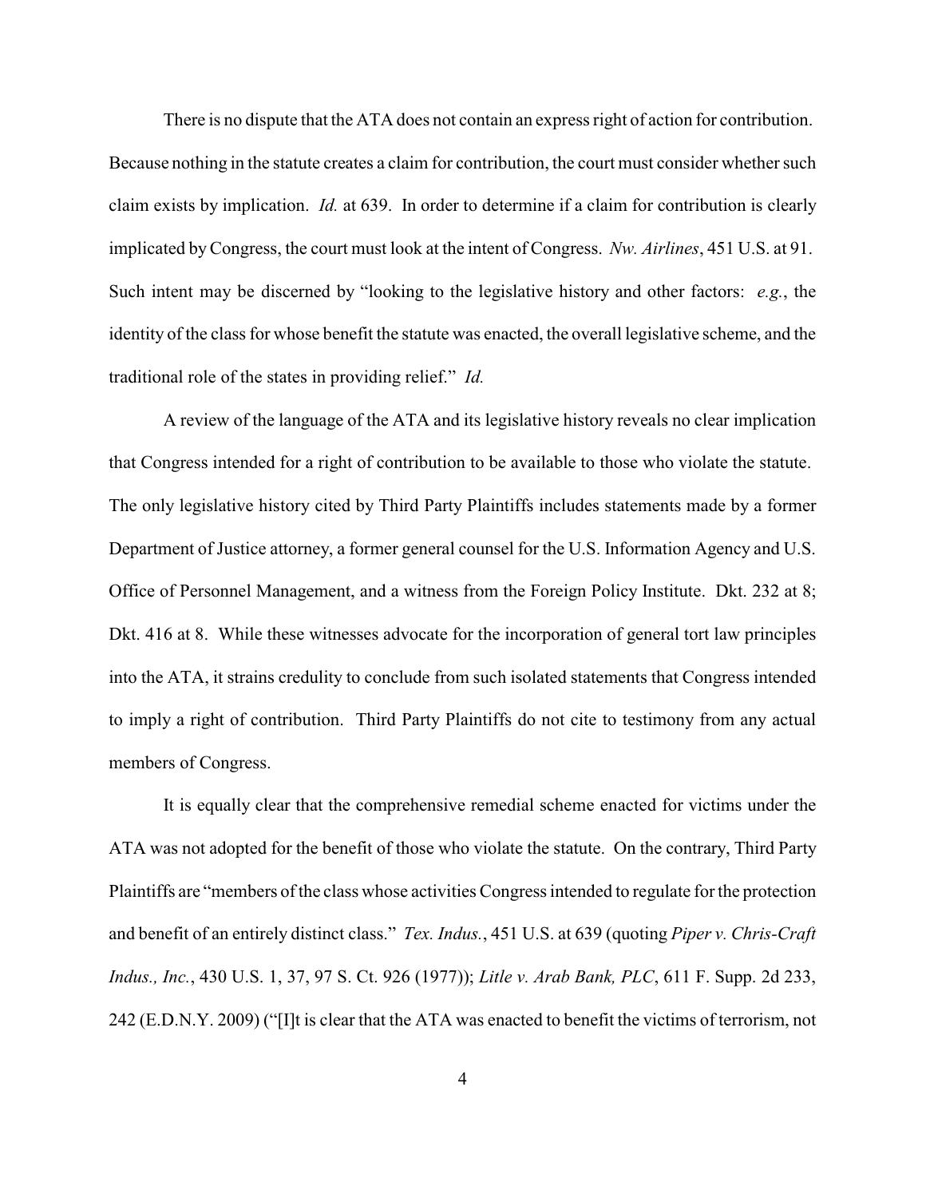There is no dispute that the ATA does not contain an express right of action for contribution. Because nothing in the statute creates a claim for contribution, the court must consider whether such claim exists by implication. *Id.* at 639. In order to determine if a claim for contribution is clearly implicated by Congress, the court must look at the intent of Congress. *Nw. Airlines*, 451 U.S. at 91. Such intent may be discerned by "looking to the legislative history and other factors: *e.g.*, the identity of the class for whose benefit the statute was enacted, the overall legislative scheme, and the traditional role of the states in providing relief." *Id.*

A review of the language of the ATA and its legislative history reveals no clear implication that Congress intended for a right of contribution to be available to those who violate the statute. The only legislative history cited by Third Party Plaintiffs includes statements made by a former Department of Justice attorney, a former general counsel for the U.S. Information Agency and U.S. Office of Personnel Management, and a witness from the Foreign Policy Institute. Dkt. 232 at 8; Dkt. 416 at 8. While these witnesses advocate for the incorporation of general tort law principles into the ATA, it strains credulity to conclude from such isolated statements that Congress intended to imply a right of contribution. Third Party Plaintiffs do not cite to testimony from any actual members of Congress.

It is equally clear that the comprehensive remedial scheme enacted for victims under the ATA was not adopted for the benefit of those who violate the statute. On the contrary, Third Party Plaintiffs are "members of the class whose activities Congress intended to regulate for the protection and benefit of an entirely distinct class." *Tex. Indus.*, 451 U.S. at 639 (quoting *Piper v. Chris-Craft Indus., Inc.*, 430 U.S. 1, 37, 97 S. Ct. 926 (1977)); *Litle v. Arab Bank, PLC*, 611 F. Supp. 2d 233, 242 (E.D.N.Y. 2009) ("[I]t is clear that the ATA was enacted to benefit the victims of terrorism, not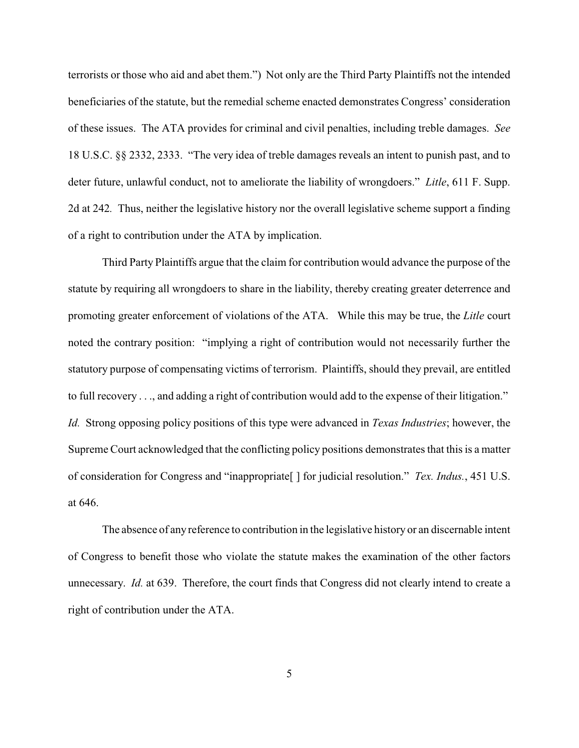terrorists or those who aid and abet them.") Not only are the Third Party Plaintiffs not the intended beneficiaries of the statute, but the remedial scheme enacted demonstrates Congress' consideration of these issues. The ATA provides for criminal and civil penalties, including treble damages. *See* 18 U.S.C. §§ 2332, 2333. "The very idea of treble damages reveals an intent to punish past, and to deter future, unlawful conduct, not to ameliorate the liability of wrongdoers." *Litle*, 611 F. Supp. 2d at 242. Thus, neither the legislative history nor the overall legislative scheme support a finding of a right to contribution under the ATA by implication.

Third Party Plaintiffs argue that the claim for contribution would advance the purpose of the statute by requiring all wrongdoers to share in the liability, thereby creating greater deterrence and promoting greater enforcement of violations of the ATA. While this may be true, the *Litle* court noted the contrary position: "implying a right of contribution would not necessarily further the statutory purpose of compensating victims of terrorism. Plaintiffs, should they prevail, are entitled to full recovery . . ., and adding a right of contribution would add to the expense of their litigation." *Id.* Strong opposing policy positions of this type were advanced in *Texas Industries*; however, the Supreme Court acknowledged that the conflicting policy positions demonstrates that this is a matter of consideration for Congress and "inappropriate[ ] for judicial resolution." *Tex. Indus.*, 451 U.S. at 646.

The absence of any reference to contribution in the legislative history or an discernable intent of Congress to benefit those who violate the statute makes the examination of the other factors unnecessary. *Id.* at 639. Therefore, the court finds that Congress did not clearly intend to create a right of contribution under the ATA.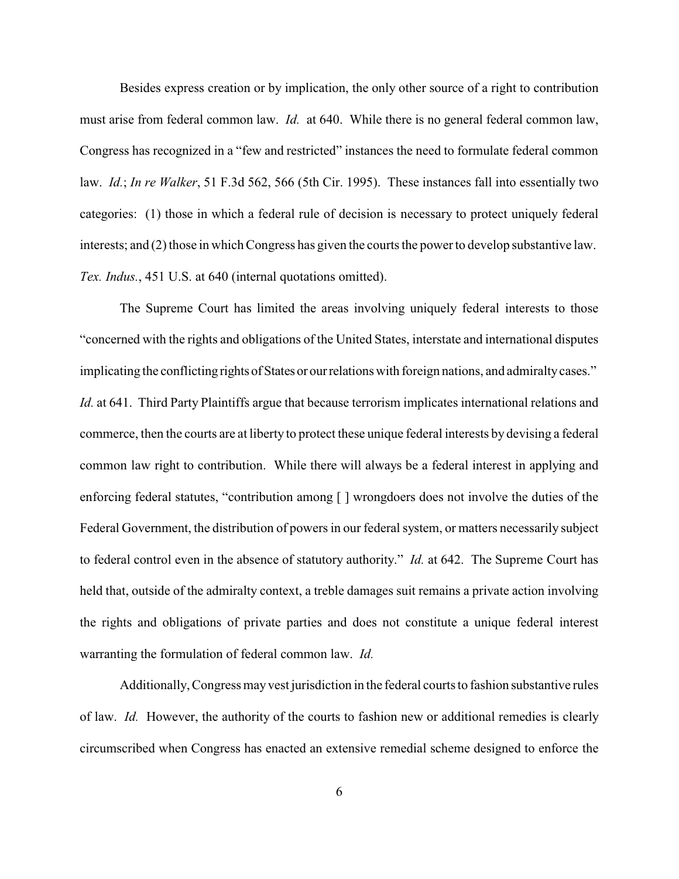Besides express creation or by implication, the only other source of a right to contribution must arise from federal common law. *Id.* at 640. While there is no general federal common law, Congress has recognized in a "few and restricted" instances the need to formulate federal common law. *Id.*; *In re Walker*, 51 F.3d 562, 566 (5th Cir. 1995). These instances fall into essentially two categories: (1) those in which a federal rule of decision is necessary to protect uniquely federal interests; and (2) those in which Congress has given the courts the power to develop substantive law. *Tex. Indus.*, 451 U.S. at 640 (internal quotations omitted).

The Supreme Court has limited the areas involving uniquely federal interests to those "concerned with the rights and obligations of the United States, interstate and international disputes implicating the conflicting rights of States or our relations with foreign nations, and admiralty cases." *Id.* at 641. Third Party Plaintiffs argue that because terrorism implicates international relations and commerce, then the courts are at liberty to protect these unique federal interests by devising a federal common law right to contribution. While there will always be a federal interest in applying and enforcing federal statutes, "contribution among [ ] wrongdoers does not involve the duties of the Federal Government, the distribution of powers in our federal system, or matters necessarily subject to federal control even in the absence of statutory authority." *Id.* at 642. The Supreme Court has held that, outside of the admiralty context, a treble damages suit remains a private action involving the rights and obligations of private parties and does not constitute a unique federal interest warranting the formulation of federal common law. *Id.*

Additionally, Congress may vest jurisdiction in the federal courts to fashion substantive rules of law. *Id.* However, the authority of the courts to fashion new or additional remedies is clearly circumscribed when Congress has enacted an extensive remedial scheme designed to enforce the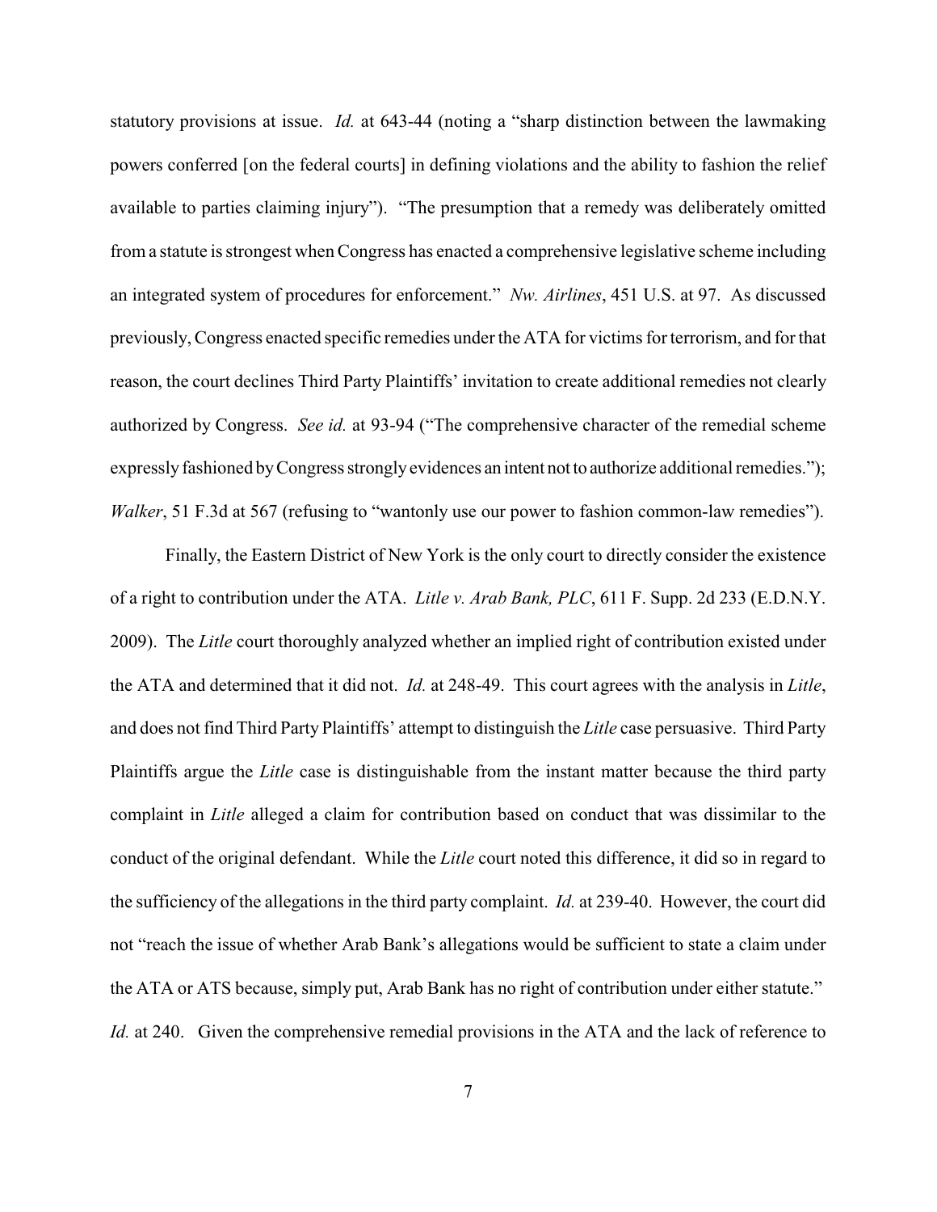statutory provisions at issue. *Id.* at 643-44 (noting a "sharp distinction between the lawmaking powers conferred [on the federal courts] in defining violations and the ability to fashion the relief available to parties claiming injury"). "The presumption that a remedy was deliberately omitted from a statute is strongest when Congress has enacted a comprehensive legislative scheme including an integrated system of procedures for enforcement." *Nw. Airlines*, 451 U.S. at 97. As discussed previously, Congress enacted specific remedies under the ATA for victims for terrorism, and for that reason, the court declines Third Party Plaintiffs' invitation to create additional remedies not clearly authorized by Congress. *See id.* at 93-94 ("The comprehensive character of the remedial scheme expressly fashioned by Congress strongly evidences an intent not to authorize additional remedies."); *Walker*, 51 F.3d at 567 (refusing to "wantonly use our power to fashion common-law remedies").

Finally, the Eastern District of New York is the only court to directly consider the existence of a right to contribution under the ATA. *Litle v. Arab Bank, PLC*, 611 F. Supp. 2d 233 (E.D.N.Y. 2009). The *Litle* court thoroughly analyzed whether an implied right of contribution existed under the ATA and determined that it did not. *Id.* at 248-49. This court agrees with the analysis in *Litle*, and does not find Third Party Plaintiffs' attempt to distinguish the *Litle* case persuasive. Third Party Plaintiffs argue the *Litle* case is distinguishable from the instant matter because the third party complaint in *Litle* alleged a claim for contribution based on conduct that was dissimilar to the conduct of the original defendant. While the *Litle* court noted this difference, it did so in regard to the sufficiency of the allegations in the third party complaint. *Id.* at 239-40. However, the court did not "reach the issue of whether Arab Bank's allegations would be sufficient to state a claim under the ATA or ATS because, simply put, Arab Bank has no right of contribution under either statute." *Id.* at 240. Given the comprehensive remedial provisions in the ATA and the lack of reference to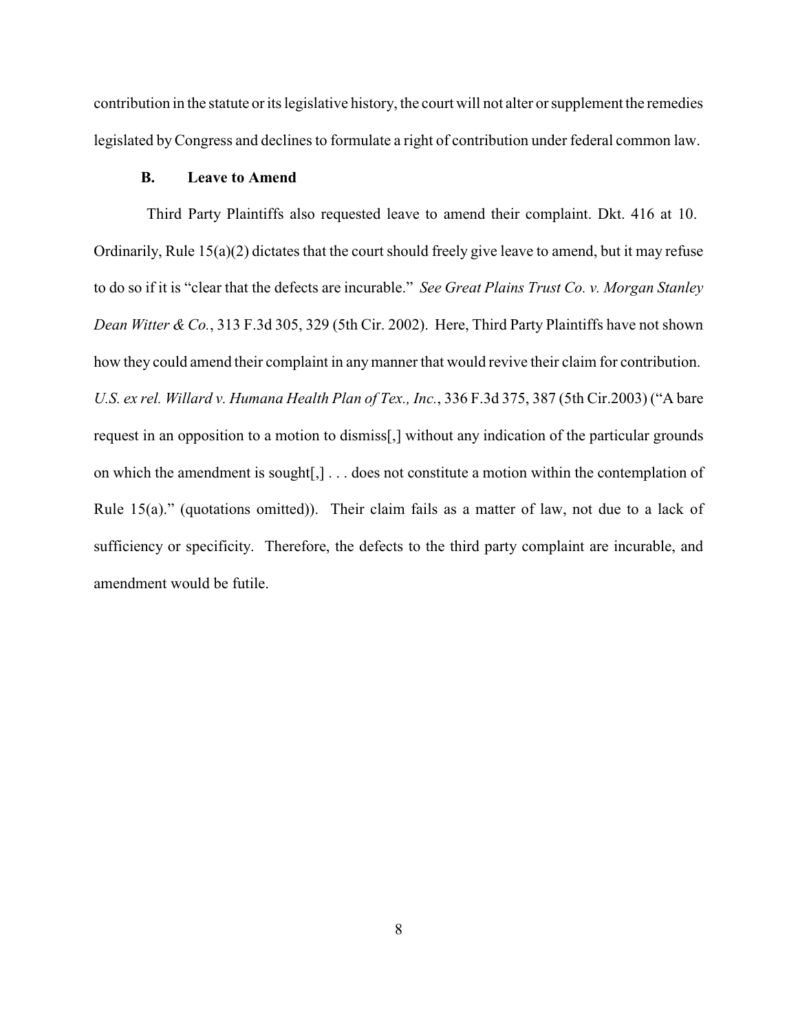contribution in the statute or its legislative history, the court will not alter or supplement the remedies legislated by Congress and declines to formulate a right of contribution under federal common law.

### B. Leave to Amend

Third Party Plaintiffs also requested leave to amend their complaint. Dkt. 416 at 10. Ordinarily, Rule 15(a)(2) dictates that the court should freely give leave to amend, but it may refuse to do so if it is "clear that the defects are incurable." *See Great Plains Trust Co. v. Morgan Stanley Dean Witter & Co.*, 313 F.3d 305, 329 (5th Cir. 2002). Here, Third Party Plaintiffs have not shown how they could amend their complaint in any manner that would revive their claim for contribution. *U.S. ex rel. Willard v. Humana Health Plan of Tex., Inc.*, 336 F.3d 375, 387 (5th Cir.2003) ("A bare request in an opposition to a motion to dismiss[,] without any indication of the particular grounds on which the amendment is sought[,] . . . does not constitute a motion within the contemplation of Rule 15(a)." (quotations omitted)). Their claim fails as a matter of law, not due to a lack of sufficiency or specificity. Therefore, the defects to the third party complaint are incurable, and amendment would be futile.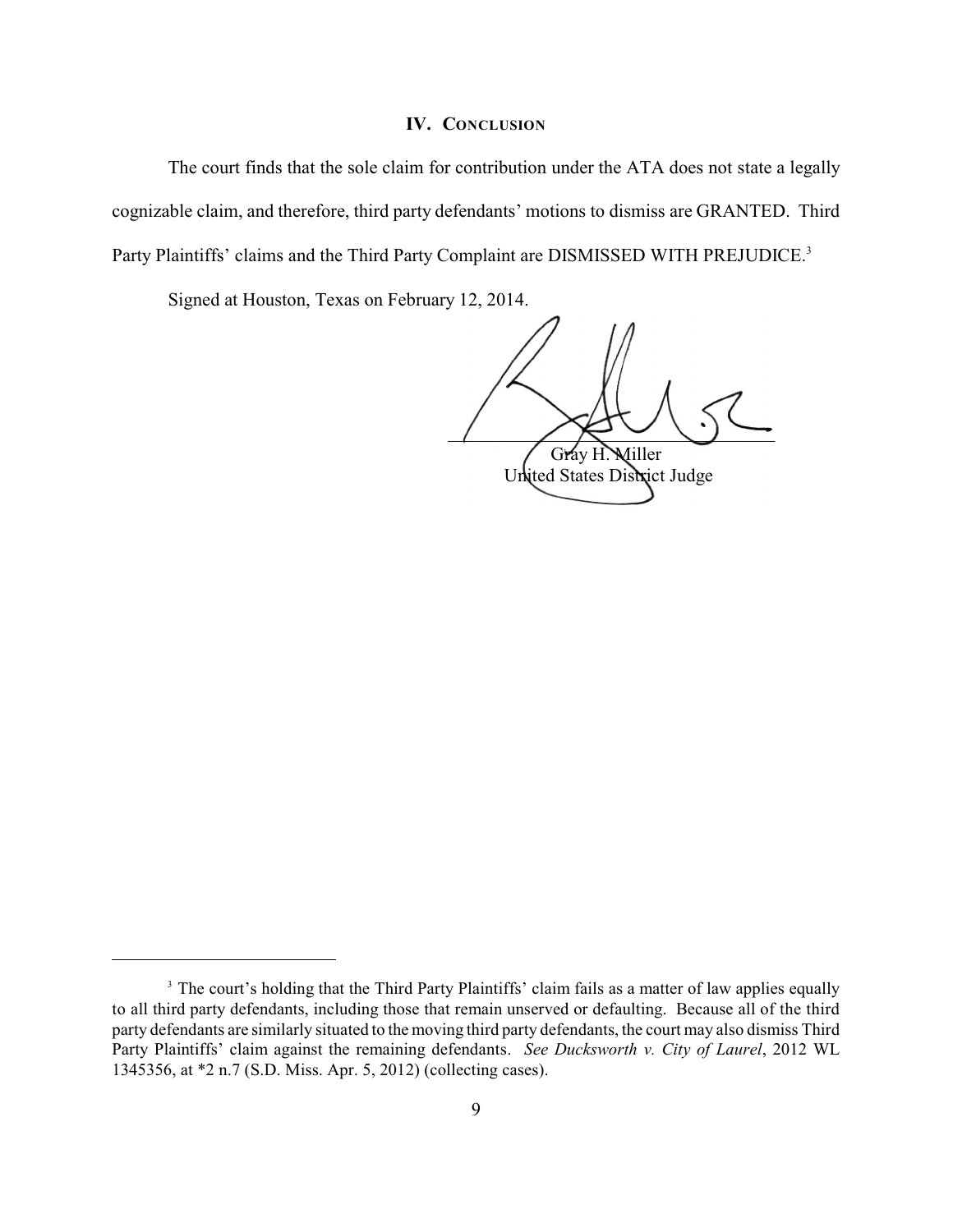## IV. CONCLUSION

The court finds that the sole claim for contribution under the ATA does not state a legally cognizable claim, and therefore, third party defendants' motions to dismiss are GRANTED. Third Party Plaintiffs' claims and the Third Party Complaint are DISMISSED WITH PREJUDICE.[3]

Signed at Houston, Texas on February 12, 2014.

Gray H. Miller
United States District Judge

---

[3] The court's holding that the Third Party Plaintiffs' claim fails as a matter of law applies equally to all third party defendants, including those that remain unserved or defaulting. Because all of the third party defendants are similarly situated to the moving third party defendants, the court may also dismiss Third Party Plaintiffs' claim against the remaining defendants. *See Ducksworth v. City of Laurel*, 2012 WL 1345356, at *2 n.7 (S.D. Miss. Apr. 5, 2012) (collecting cases).